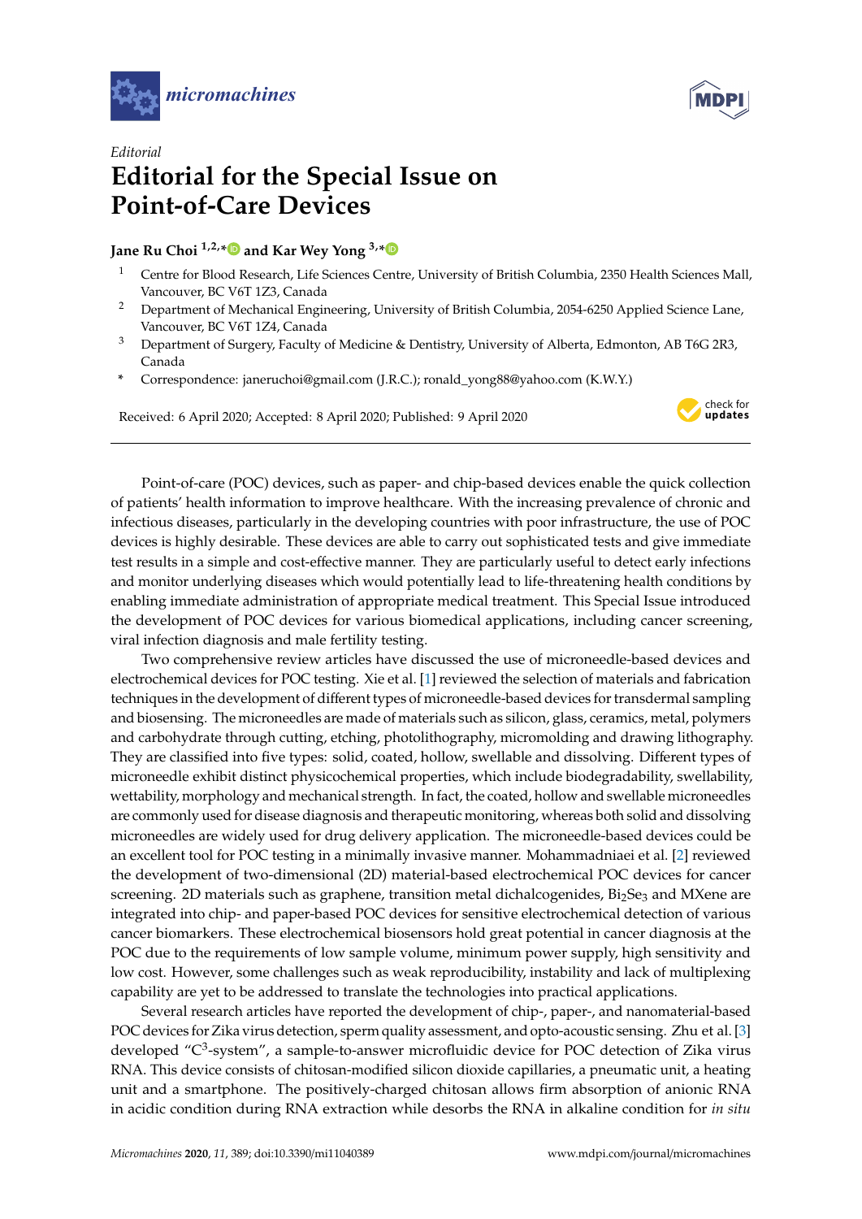*Editorial*

# Editorial for the Special Issue on Point-of-Care Devices

**Jane Ru Choi [1,2,*] and Kar Wey Yong [3,*]**

1 Centre for Blood Research, Life Sciences Centre, University of British Columbia, 2350 Health Sciences Mall, Vancouver, BC V6T 1Z3, Canada

2 Department of Mechanical Engineering, University of British Columbia, 2054-6250 Applied Science Lane, Vancouver, BC V6T 1Z4, Canada

3 Department of Surgery, Faculty of Medicine & Dentistry, University of Alberta, Edmonton, AB T6G 2R3, Canada

\* Correspondence: janeruchoi@gmail.com (J.R.C.); ronald_yong88@yahoo.com (K.W.Y.)

Received: 6 April 2020; Accepted: 8 April 2020; Published: 9 April 2020

---

Point-of-care (POC) devices, such as paper- and chip-based devices enable the quick collection of patients' health information to improve healthcare. With the increasing prevalence of chronic and infectious diseases, particularly in the developing countries with poor infrastructure, the use of POC devices is highly desirable. These devices are able to carry out sophisticated tests and give immediate test results in a simple and cost-effective manner. They are particularly useful to detect early infections and monitor underlying diseases which would potentially lead to life-threatening health conditions by enabling immediate administration of appropriate medical treatment. This Special Issue introduced the development of POC devices for various biomedical applications, including cancer screening, viral infection diagnosis and male fertility testing.

Two comprehensive review articles have discussed the use of microneedle-based devices and electrochemical devices for POC testing. Xie et al. [1] reviewed the selection of materials and fabrication techniques in the development of different types of microneedle-based devices for transdermal sampling and biosensing. The microneedles are made of materials such as silicon, glass, ceramics, metal, polymers and carbohydrate through cutting, etching, photolithography, micromolding and drawing lithography. They are classified into five types: solid, coated, hollow, swellable and dissolving. Different types of microneedle exhibit distinct physicochemical properties, which include biodegradability, swellability, wettability, morphology and mechanical strength. In fact, the coated, hollow and swellable microneedles are commonly used for disease diagnosis and therapeutic monitoring, whereas both solid and dissolving microneedles are widely used for drug delivery application. The microneedle-based devices could be an excellent tool for POC testing in a minimally invasive manner. Mohammadniaei et al. [2] reviewed the development of two-dimensional (2D) material-based electrochemical POC devices for cancer screening. 2D materials such as graphene, transition metal dichalcogenides, $Bi_2Se_3$ and MXene are integrated into chip- and paper-based POC devices for sensitive electrochemical detection of various cancer biomarkers. These electrochemical biosensors hold great potential in cancer diagnosis at the POC due to the requirements of low sample volume, minimum power supply, high sensitivity and low cost. However, some challenges such as weak reproducibility, instability and lack of multiplexing capability are yet to be addressed to translate the technologies into practical applications.

Several research articles have reported the development of chip-, paper-, and nanomaterial-based POC devices for Zika virus detection, sperm quality assessment, and opto-acoustic sensing. Zhu et al. [3] developed "$C^3$-system", a sample-to-answer microfluidic device for POC detection of Zika virus RNA. This device consists of chitosan-modified silicon dioxide capillaries, a pneumatic unit, a heating unit and a smartphone. The positively-charged chitosan allows firm absorption of anionic RNA in acidic condition during RNA extraction while desorbs the RNA in alkaline condition for *in situ*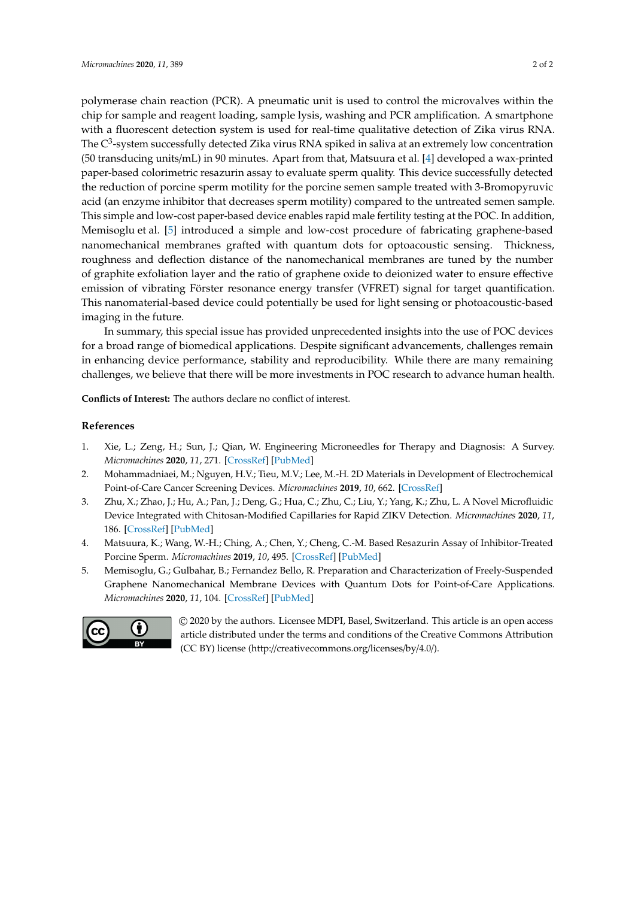polymerase chain reaction (PCR). A pneumatic unit is used to control the microvalves within the chip for sample and reagent loading, sample lysis, washing and PCR amplification. A smartphone with a fluorescent detection system is used for real-time qualitative detection of Zika virus RNA. The $C^3$-system successfully detected Zika virus RNA spiked in saliva at an extremely low concentration (50 transducing units/mL) in 90 minutes. Apart from that, Matsuura et al. [4] developed a wax-printed paper-based colorimetric resazurin assay to evaluate sperm quality. This device successfully detected the reduction of porcine sperm motility for the porcine semen sample treated with 3-Bromopyruvic acid (an enzyme inhibitor that decreases sperm motility) compared to the untreated semen sample. This simple and low-cost paper-based device enables rapid male fertility testing at the POC. In addition, Memisoglu et al. [5] introduced a simple and low-cost procedure of fabricating graphene-based nanomechanical membranes grafted with quantum dots for optoacoustic sensing. Thickness, roughness and deflection distance of the nanomechanical membranes are tuned by the number of graphite exfoliation layer and the ratio of graphene oxide to deionized water to ensure effective emission of vibrating Förster resonance energy transfer (VFRET) signal for target quantification. This nanomaterial-based device could potentially be used for light sensing or photoacoustic-based imaging in the future.

In summary, this special issue has provided unprecedented insights into the use of POC devices for a broad range of biomedical applications. Despite significant advancements, challenges remain in enhancing device performance, stability and reproducibility. While there are many remaining challenges, we believe that there will be more investments in POC research to advance human health.

**Conflicts of Interest:** The authors declare no conflict of interest.

## References

1. Xie, L.; Zeng, H.; Sun, J.; Qian, W. Engineering Microneedles for Therapy and Diagnosis: A Survey. *Micromachines* **2020**, *11*, 271. [CrossRef] [PubMed]
2. Mohammadniaei, M.; Nguyen, H.V.; Tieu, M.V.; Lee, M.-H. 2D Materials in Development of Electrochemical Point-of-Care Cancer Screening Devices. *Micromachines* **2019**, *10*, 662. [CrossRef]
3. Zhu, X.; Zhao, J.; Hu, A.; Pan, J.; Deng, G.; Hua, C.; Zhu, C.; Liu, Y.; Yang, K.; Zhu, L. A Novel Microfluidic Device Integrated with Chitosan-Modified Capillaries for Rapid ZIKV Detection. *Micromachines* **2020**, *11*, 186. [CrossRef] [PubMed]
4. Matsuura, K.; Wang, W.-H.; Ching, A.; Chen, Y.; Cheng, C.-M. Based Resazurin Assay of Inhibitor-Treated Porcine Sperm. *Micromachines* **2019**, *10*, 495. [CrossRef] [PubMed]
5. Memisoglu, G.; Gulbahar, B.; Fernandez Bello, R. Preparation and Characterization of Freely-Suspended Graphene Nanomechanical Membrane Devices with Quantum Dots for Point-of-Care Applications. *Micromachines* **2020**, *11*, 104. [CrossRef] [PubMed]

© 2020 by the authors. Licensee MDPI, Basel, Switzerland. This article is an open access article distributed under the terms and conditions of the Creative Commons Attribution (CC BY) license (http://creativecommons.org/licenses/by/4.0/).